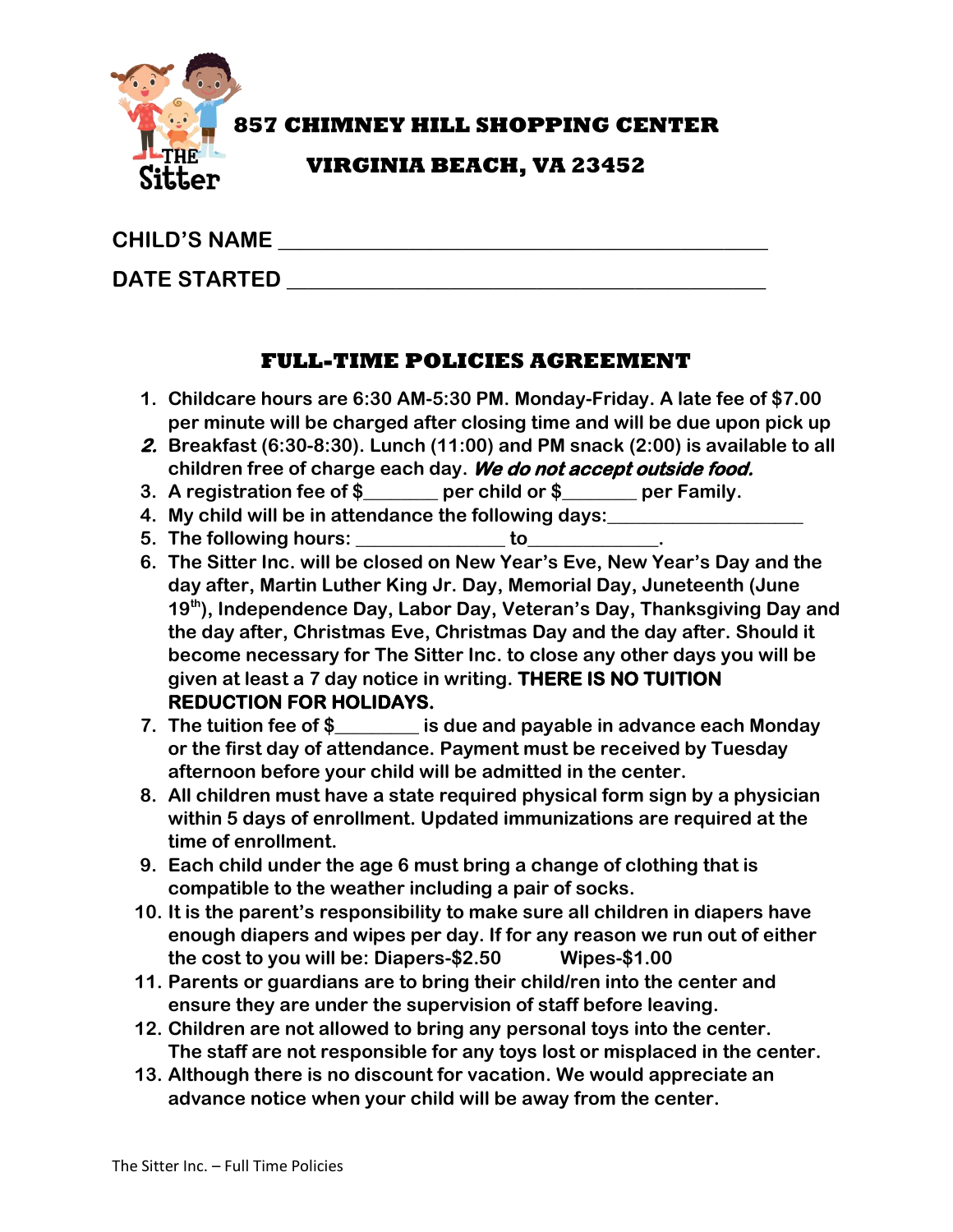THE Sitter

**857 CHIMNEY HILL SHOPPING CENTER**

**VIRGINIA BEACH, VA 23452**

**CHILD'S NAME** ___________________________________________

**DATE STARTED** ___________________________________________

## FULL-TIME POLICIES AGREEMENT

1. **Childcare hours are 6:30 AM-5:30 PM. Monday-Friday. A late fee of $7.00 per minute will be charged after closing time and will be due upon pick up**
2. **Breakfast (6:30-8:30). Lunch (11:00) and PM snack (2:00) is available to all children free of charge each day. *We do not accept outside food.***
3. **A registration fee of $________ per child or $________ per Family.**
4. **My child will be in attendance the following days:____________________**
5. **The following hours: _______________ to_____________.**
6. **The Sitter Inc. will be closed on New Year's Eve, New Year's Day and the day after, Martin Luther King Jr. Day, Memorial Day, Juneteenth (June 19th), Independence Day, Labor Day, Veteran's Day, Thanksgiving Day and the day after, Christmas Eve, Christmas Day and the day after. Should it become necessary for The Sitter Inc. to close any other days you will be given at least a 7 day notice in writing. THERE IS NO TUITION REDUCTION FOR HOLIDAYS.**
7. **The tuition fee of $_________ is due and payable in advance each Monday or the first day of attendance. Payment must be received by Tuesday afternoon before your child will be admitted in the center.**
8. **All children must have a state required physical form sign by a physician within 5 days of enrollment. Updated immunizations are required at the time of enrollment.**
9. **Each child under the age 6 must bring a change of clothing that is compatible to the weather including a pair of socks.**
10. **It is the parent's responsibility to make sure all children in diapers have enough diapers and wipes per day. If for any reason we run out of either the cost to you will be: Diapers-$2.50 Wipes-$1.00**
11. **Parents or guardians are to bring their child/ren into the center and ensure they are under the supervision of staff before leaving.**
12. **Children are not allowed to bring any personal toys into the center. The staff are not responsible for any toys lost or misplaced in the center.**
13. **Although there is no discount for vacation. We would appreciate an advance notice when your child will be away from the center.**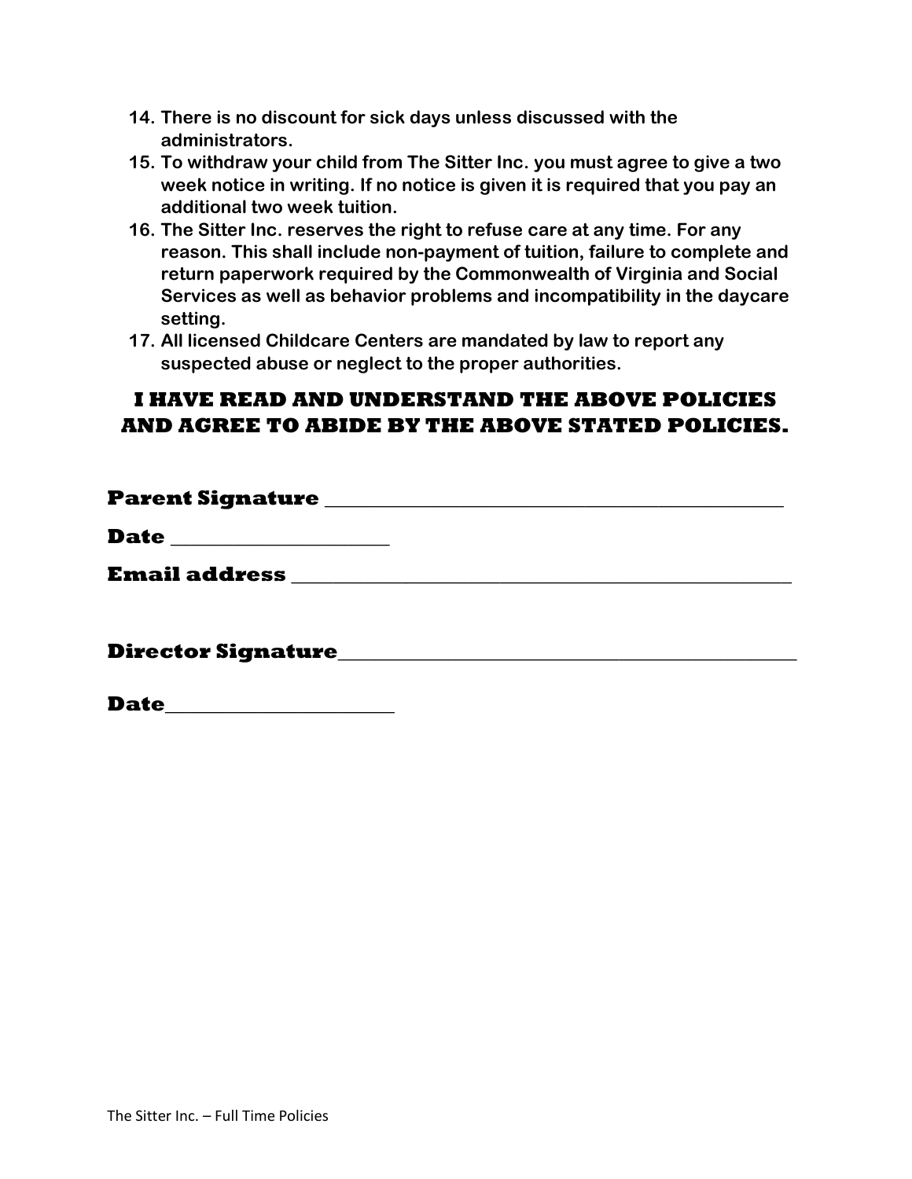14. There is no discount for sick days unless discussed with the administrators.
15. To withdraw your child from The Sitter Inc. you must agree to give a two week notice in writing. If no notice is given it is required that you pay an additional two week tuition.
16. The Sitter Inc. reserves the right to refuse care at any time. For any reason. This shall include non-payment of tuition, failure to complete and return paperwork required by the Commonwealth of Virginia and Social Services as well as behavior problems and incompatibility in the daycare setting.
17. All licensed Childcare Centers are mandated by law to report any suspected abuse or neglect to the proper authorities.

**I HAVE READ AND UNDERSTAND THE ABOVE POLICIES AND AGREE TO ABIDE BY THE ABOVE STATED POLICIES.**

**Parent Signature** ___________________________________________

**Date** ____________________

**Email address** _______________________________________________

**Director Signature**___________________________________________

**Date**_____________________